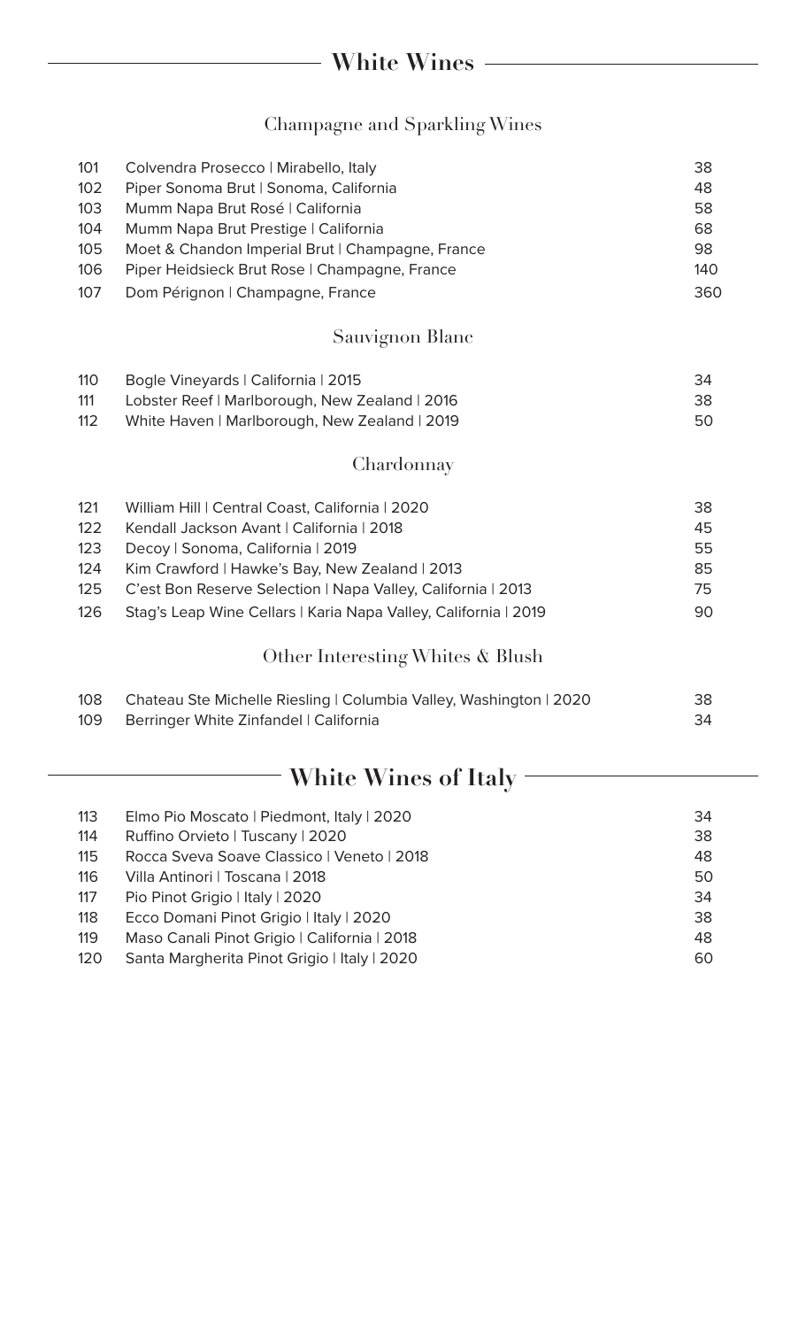# White Wines

## Champagne and Sparkling Wines

| | | |
|---|---|---|
| 101 | Colvendra Prosecco \| Mirabello, Italy | 38 |
| 102 | Piper Sonoma Brut \| Sonoma, California | 48 |
| 103 | Mumm Napa Brut Rosé \| California | 58 |
| 104 | Mumm Napa Brut Prestige \| California | 68 |
| 105 | Moet & Chandon Imperial Brut \| Champagne, France | 98 |
| 106 | Piper Heidsieck Brut Rose \| Champagne, France | 140 |
| 107 | Dom Pérignon \| Champagne, France | 360 |

## Sauvignon Blanc

| | | |
|---|---|---|
| 110 | Bogle Vineyards \| California \| 2015 | 34 |
| 111 | Lobster Reef \| Marlborough, New Zealand \| 2016 | 38 |
| 112 | White Haven \| Marlborough, New Zealand \| 2019 | 50 |

## Chardonnay

| | | |
|---|---|---|
| 121 | William Hill \| Central Coast, California \| 2020 | 38 |
| 122 | Kendall Jackson Avant \| California \| 2018 | 45 |
| 123 | Decoy \| Sonoma, California \| 2019 | 55 |
| 124 | Kim Crawford \| Hawke's Bay, New Zealand \| 2013 | 85 |
| 125 | C'est Bon Reserve Selection \| Napa Valley, California \| 2013 | 75 |
| 126 | Stag's Leap Wine Cellars \| Karia Napa Valley, California \| 2019 | 90 |

## Other Interesting Whites & Blush

| | | |
|---|---|---|
| 108 | Chateau Ste Michelle Riesling \| Columbia Valley, Washington \| 2020 | 38 |
| 109 | Berringer White Zinfandel \| California | 34 |

# White Wines of Italy

| | | |
|---|---|---|
| 113 | Elmo Pio Moscato \| Piedmont, Italy \| 2020 | 34 |
| 114 | Ruffino Orvieto \| Tuscany \| 2020 | 38 |
| 115 | Rocca Sveva Soave Classico \| Veneto \| 2018 | 48 |
| 116 | Villa Antinori \| Toscana \| 2018 | 50 |
| 117 | Pio Pinot Grigio \| Italy \| 2020 | 34 |
| 118 | Ecco Domani Pinot Grigio \| Italy \| 2020 | 38 |
| 119 | Maso Canali Pinot Grigio \| California \| 2018 | 48 |
| 120 | Santa Margherita Pinot Grigio \| Italy \| 2020 | 60 |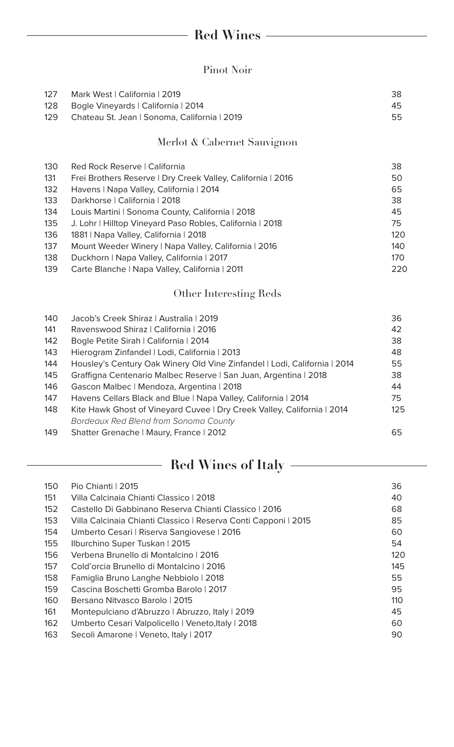# Red Wines

## Pinot Noir

| | | |
|---|---|---|
| 127 | Mark West \| California \| 2019 | 38 |
| 128 | Bogle Vineyards \| California \| 2014 | 45 |
| 129 | Chateau St. Jean \| Sonoma, California \| 2019 | 55 |

## Merlot & Cabernet Sauvignon

| | | |
|---|---|---|
| 130 | Red Rock Reserve \| California | 38 |
| 131 | Frei Brothers Reserve \| Dry Creek Valley, California \| 2016 | 50 |
| 132 | Havens \| Napa Valley, California \| 2014 | 65 |
| 133 | Darkhorse \| California \| 2018 | 38 |
| 134 | Louis Martini \| Sonoma County, California \| 2018 | 45 |
| 135 | J. Lohr \| Hilltop Vineyard Paso Robles, California \| 2018 | 75 |
| 136 | 1881 \| Napa Valley, California \| 2018 | 120 |
| 137 | Mount Weeder Winery \| Napa Valley, California \| 2016 | 140 |
| 138 | Duckhorn \| Napa Valley, California \| 2017 | 170 |
| 139 | Carte Blanche \| Napa Valley, California \| 2011 | 220 |

## Other Interesting Reds

| | | |
|---|---|---|
| 140 | Jacob's Creek Shiraz \| Australia \| 2019 | 36 |
| 141 | Ravenswood Shiraz \| California \| 2016 | 42 |
| 142 | Bogle Petite Sirah \| California \| 2014 | 38 |
| 143 | Hierogram Zinfandel \| Lodi, California \| 2013 | 48 |
| 144 | Housley's Century Oak Winery Old Vine Zinfandel \| Lodi, California \| 2014 | 55 |
| 145 | Graffigna Centenario Malbec Reserve \| San Juan, Argentina \| 2018 | 38 |
| 146 | Gascon Malbec \| Mendoza, Argentina \| 2018 | 44 |
| 147 | Havens Cellars Black and Blue \| Napa Valley, California \| 2014 | 75 |
| 148 | Kite Hawk Ghost of Vineyard Cuvee \| Dry Creek Valley, California \| 2014<br>*Bordeaux Red Blend from Sonoma County* | 125 |
| 149 | Shatter Grenache \| Maury, France \| 2012 | 65 |

# Red Wines of Italy

| | | |
|---|---|---|
| 150 | Pio Chianti \| 2015 | 36 |
| 151 | Villa Calcinaia Chianti Classico \| 2018 | 40 |
| 152 | Castello Di Gabbinano Reserva Chianti Classico \| 2016 | 68 |
| 153 | Villa Calcinaia Chianti Classico \| Reserva Conti Capponi \| 2015 | 85 |
| 154 | Umberto Cesari \| Riserva Sangiovese \| 2016 | 60 |
| 155 | Ilburchino Super Tuskan \| 2015 | 54 |
| 156 | Verbena Brunello di Montalcino \| 2016 | 120 |
| 157 | Cold'orcia Brunello di Montalcino \| 2016 | 145 |
| 158 | Famiglia Bruno Langhe Nebbiolo \| 2018 | 55 |
| 159 | Cascina Boschetti Gromba Barolo \| 2017 | 95 |
| 160 | Bersano Nitvasco Barolo \| 2015 | 110 |
| 161 | Montepulciano d'Abruzzo \| Abruzzo, Italy \| 2019 | 45 |
| 162 | Umberto Cesari Valpolicello \| Veneto,Italy \| 2018 | 60 |
| 163 | Secoli Amarone \| Veneto, Italy \| 2017 | 90 |